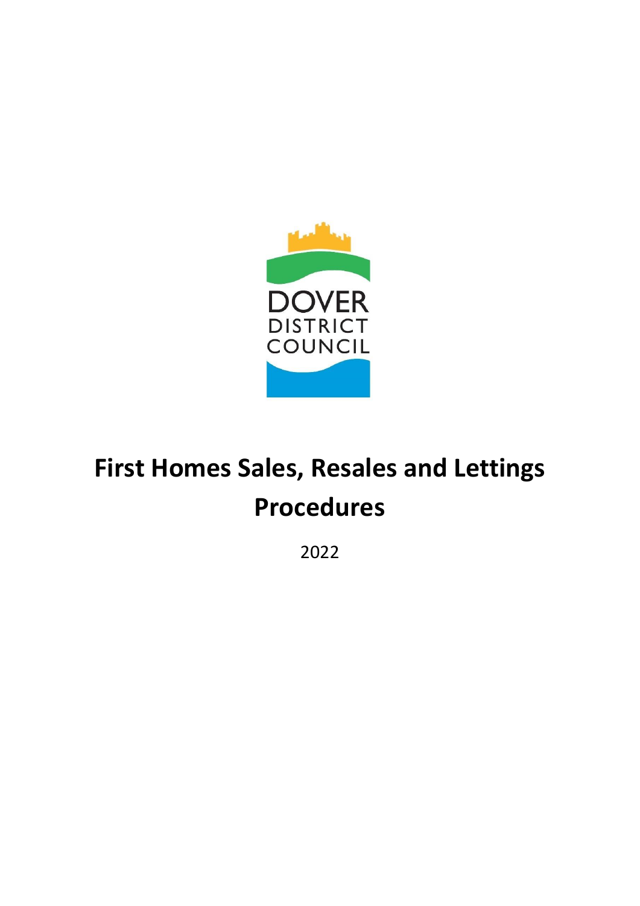DOVER
DISTRICT
COUNCIL

# First Homes Sales, Resales and Lettings Procedures

2022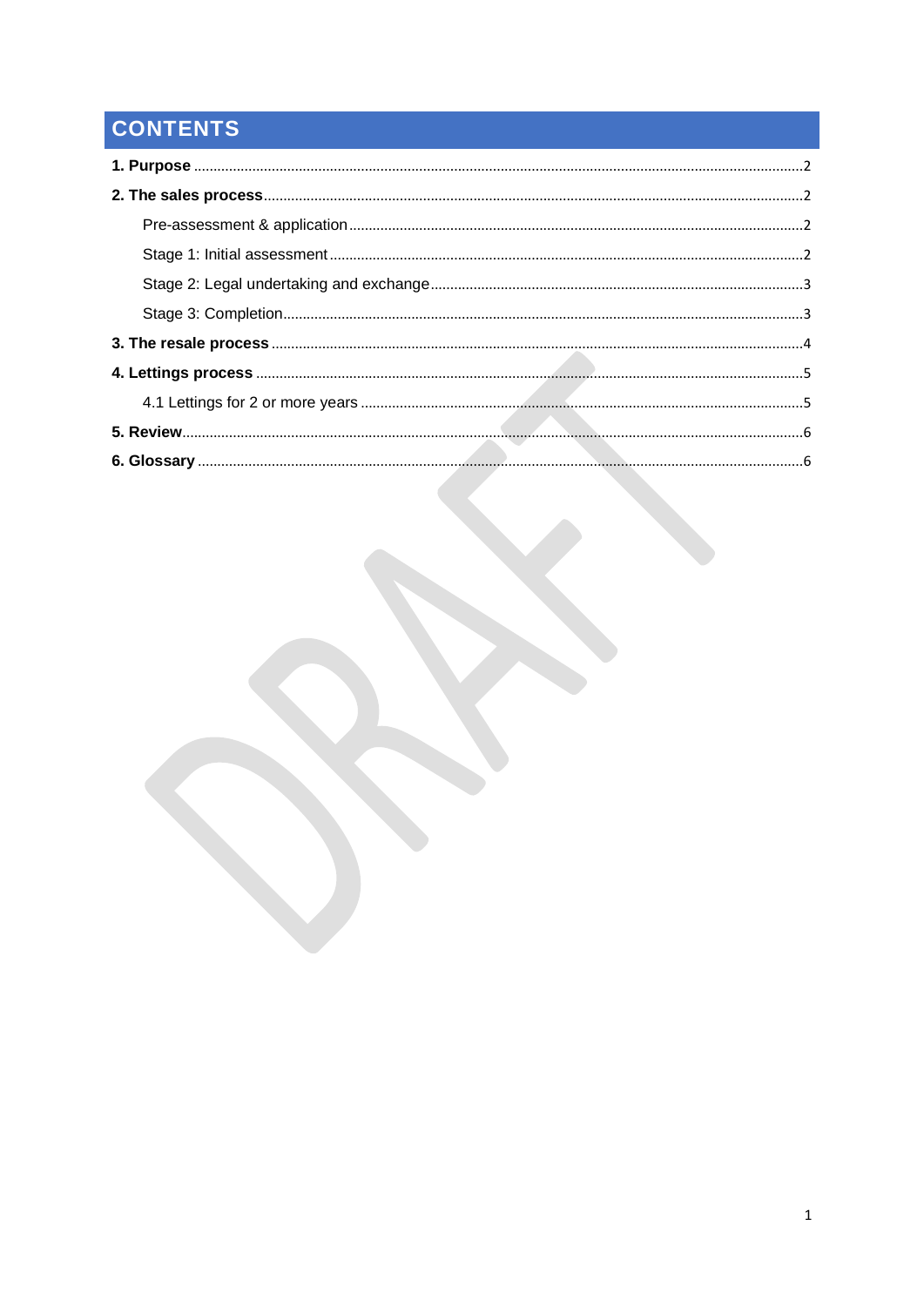# CONTENTS

**1. Purpose** .......... 2

**2. The sales process** .......... 2

- Pre-assessment & application .......... 2
- Stage 1: Initial assessment .......... 2
- Stage 2: Legal undertaking and exchange .......... 3
- Stage 3: Completion .......... 3

**3. The resale process** .......... 4

**4. Lettings process** .......... 5

- 4.1 Lettings for 2 or more years .......... 5

**5. Review** .......... 6

**6. Glossary** .......... 6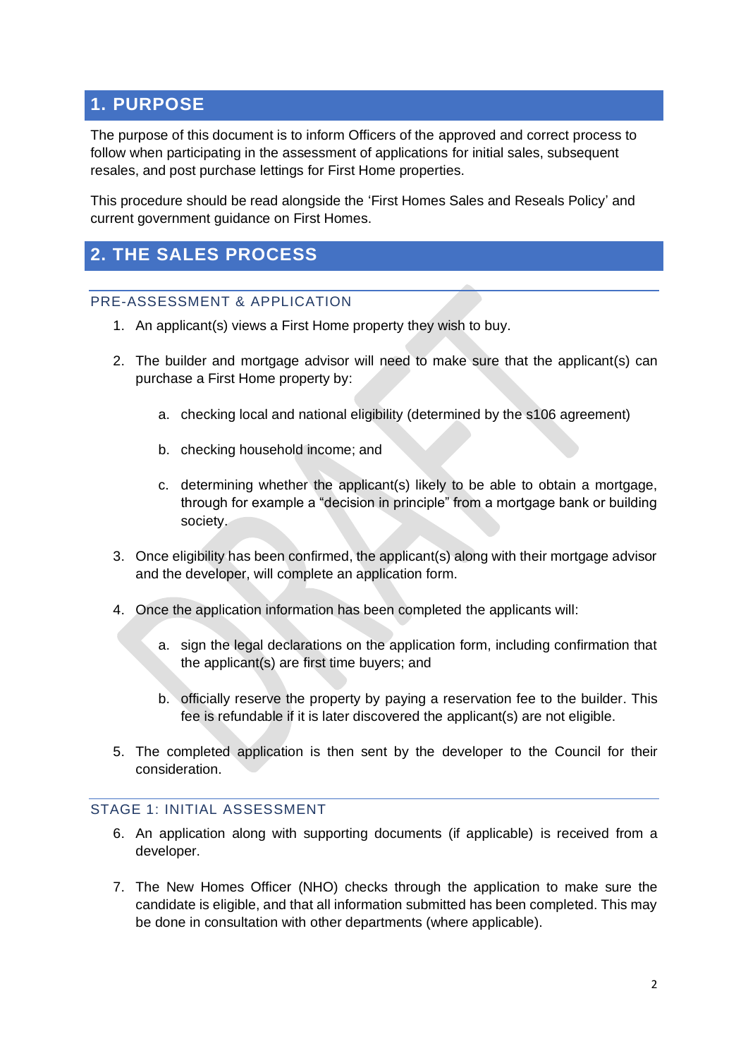## 1. PURPOSE

The purpose of this document is to inform Officers of the approved and correct process to follow when participating in the assessment of applications for initial sales, subsequent resales, and post purchase lettings for First Home properties.

This procedure should be read alongside the 'First Homes Sales and Reseals Policy' and current government guidance on First Homes.

## 2. THE SALES PROCESS

### PRE-ASSESSMENT & APPLICATION

1. An applicant(s) views a First Home property they wish to buy.
2. The builder and mortgage advisor will need to make sure that the applicant(s) can purchase a First Home property by:
   a. checking local and national eligibility (determined by the s106 agreement)
   b. checking household income; and
   c. determining whether the applicant(s) likely to be able to obtain a mortgage, through for example a "decision in principle" from a mortgage bank or building society.
3. Once eligibility has been confirmed, the applicant(s) along with their mortgage advisor and the developer, will complete an application form.
4. Once the application information has been completed the applicants will:
   a. sign the legal declarations on the application form, including confirmation that the applicant(s) are first time buyers; and
   b. officially reserve the property by paying a reservation fee to the builder. This fee is refundable if it is later discovered the applicant(s) are not eligible.
5. The completed application is then sent by the developer to the Council for their consideration.

### STAGE 1: INITIAL ASSESSMENT

6. An application along with supporting documents (if applicable) is received from a developer.
7. The New Homes Officer (NHO) checks through the application to make sure the candidate is eligible, and that all information submitted has been completed. This may be done in consultation with other departments (where applicable).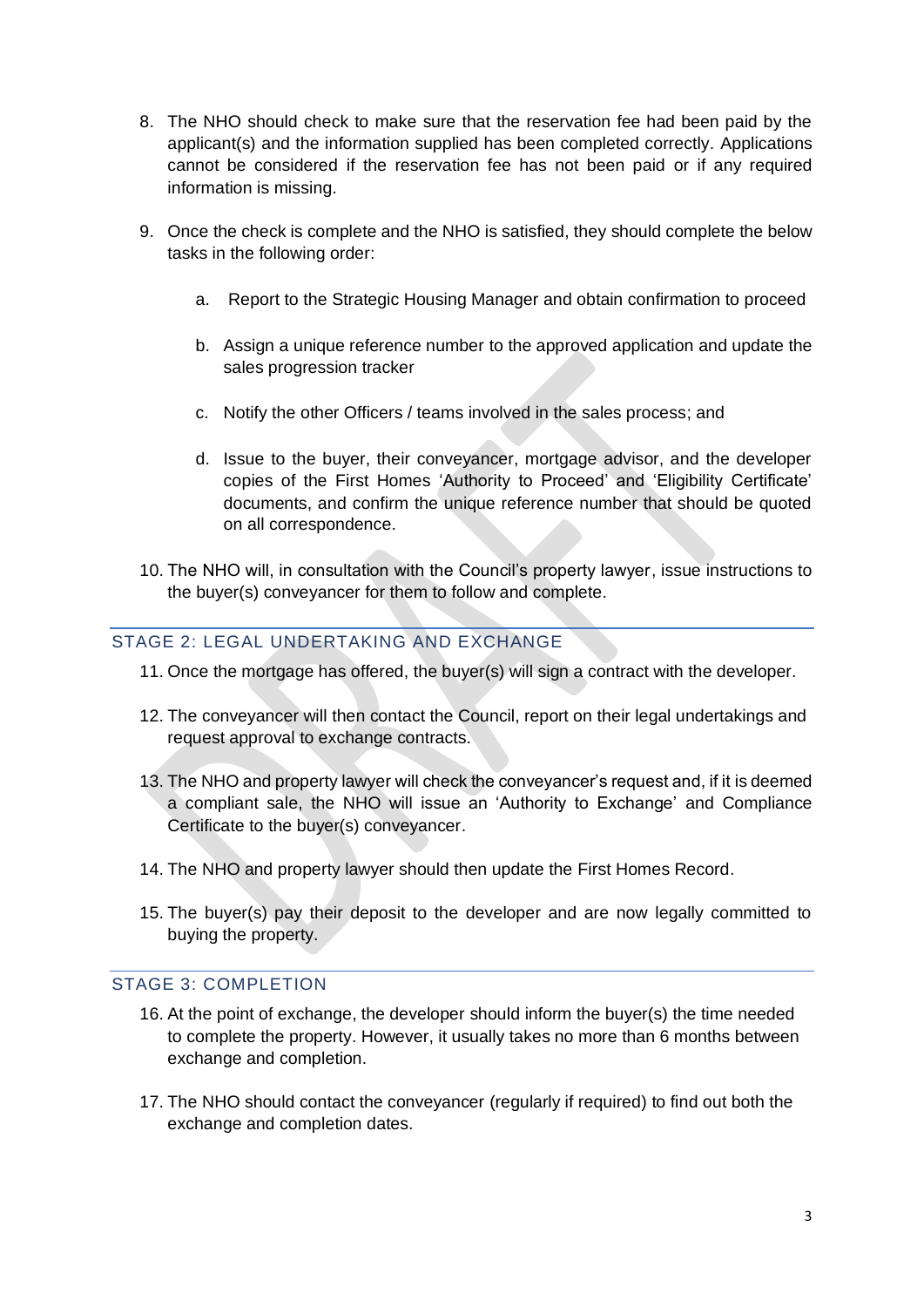8. The NHO should check to make sure that the reservation fee had been paid by the applicant(s) and the information supplied has been completed correctly. Applications cannot be considered if the reservation fee has not been paid or if any required information is missing.

9. Once the check is complete and the NHO is satisfied, they should complete the below tasks in the following order:

   a. Report to the Strategic Housing Manager and obtain confirmation to proceed

   b. Assign a unique reference number to the approved application and update the sales progression tracker

   c. Notify the other Officers / teams involved in the sales process; and

   d. Issue to the buyer, their conveyancer, mortgage advisor, and the developer copies of the First Homes 'Authority to Proceed' and 'Eligibility Certificate' documents, and confirm the unique reference number that should be quoted on all correspondence.

10. The NHO will, in consultation with the Council's property lawyer, issue instructions to the buyer(s) conveyancer for them to follow and complete.

## STAGE 2: LEGAL UNDERTAKING AND EXCHANGE

11. Once the mortgage has offered, the buyer(s) will sign a contract with the developer.

12. The conveyancer will then contact the Council, report on their legal undertakings and request approval to exchange contracts.

13. The NHO and property lawyer will check the conveyancer's request and, if it is deemed a compliant sale, the NHO will issue an 'Authority to Exchange' and Compliance Certificate to the buyer(s) conveyancer.

14. The NHO and property lawyer should then update the First Homes Record.

15. The buyer(s) pay their deposit to the developer and are now legally committed to buying the property.

## STAGE 3: COMPLETION

16. At the point of exchange, the developer should inform the buyer(s) the time needed to complete the property. However, it usually takes no more than 6 months between exchange and completion.

17. The NHO should contact the conveyancer (regularly if required) to find out both the exchange and completion dates.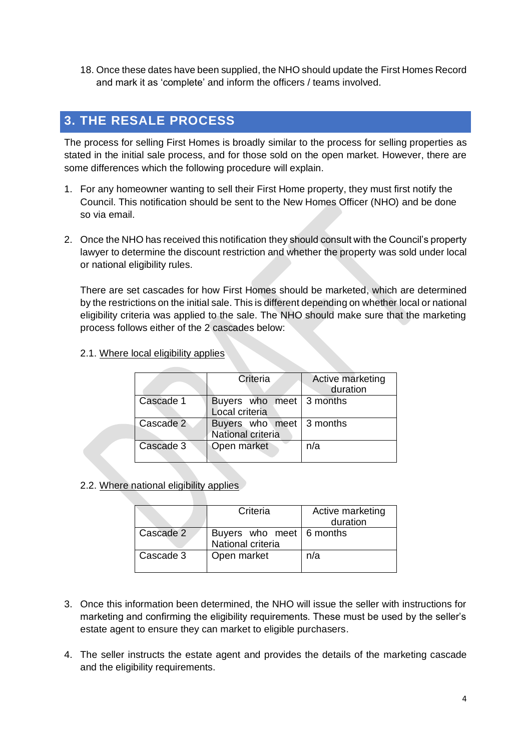18. Once these dates have been supplied, the NHO should update the First Homes Record and mark it as 'complete' and inform the officers / teams involved.

## 3. THE RESALE PROCESS

The process for selling First Homes is broadly similar to the process for selling properties as stated in the initial sale process, and for those sold on the open market. However, there are some differences which the following procedure will explain.

1. For any homeowner wanting to sell their First Home property, they must first notify the Council. This notification should be sent to the New Homes Officer (NHO) and be done so via email.

2. Once the NHO has received this notification they should consult with the Council's property lawyer to determine the discount restriction and whether the property was sold under local or national eligibility rules.

   There are set cascades for how First Homes should be marketed, which are determined by the restrictions on the initial sale. This is different depending on whether local or national eligibility criteria was applied to the sale. The NHO should make sure that the marketing process follows either of the 2 cascades below:

   2.1. Where local eligibility applies

   | | Criteria | Active marketing duration |
   |---|---|---|
   | Cascade 1 | Buyers who meet Local criteria | 3 months |
   | Cascade 2 | Buyers who meet National criteria | 3 months |
   | Cascade 3 | Open market | n/a |

   2.2. Where national eligibility applies

   | | Criteria | Active marketing duration |
   |---|---|---|
   | Cascade 2 | Buyers who meet National criteria | 6 months |
   | Cascade 3 | Open market | n/a |

3. Once this information been determined, the NHO will issue the seller with instructions for marketing and confirming the eligibility requirements. These must be used by the seller's estate agent to ensure they can market to eligible purchasers.

4. The seller instructs the estate agent and provides the details of the marketing cascade and the eligibility requirements.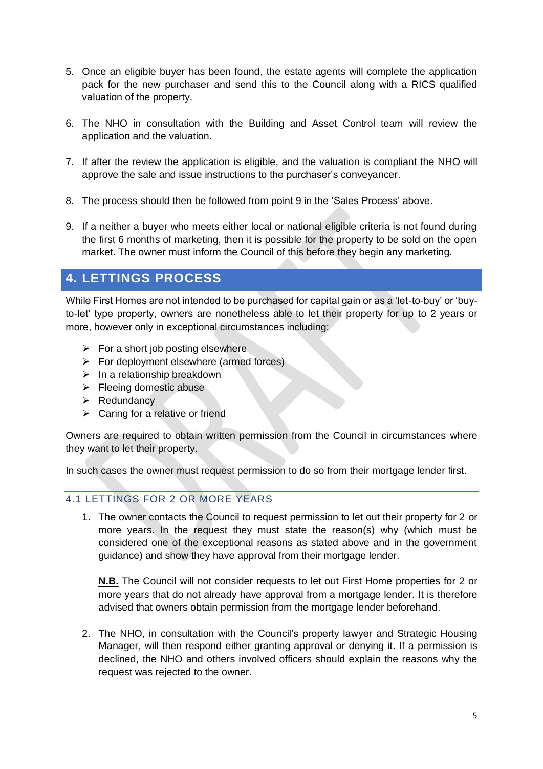5. Once an eligible buyer has been found, the estate agents will complete the application pack for the new purchaser and send this to the Council along with a RICS qualified valuation of the property.

6. The NHO in consultation with the Building and Asset Control team will review the application and the valuation.

7. If after the review the application is eligible, and the valuation is compliant the NHO will approve the sale and issue instructions to the purchaser's conveyancer.

8. The process should then be followed from point 9 in the 'Sales Process' above.

9. If a neither a buyer who meets either local or national eligible criteria is not found during the first 6 months of marketing, then it is possible for the property to be sold on the open market. The owner must inform the Council of this before they begin any marketing.

## 4. LETTINGS PROCESS

While First Homes are not intended to be purchased for capital gain or as a 'let-to-buy' or 'buy-to-let' type property, owners are nonetheless able to let their property for up to 2 years or more, however only in exceptional circumstances including:

- For a short job posting elsewhere
- For deployment elsewhere (armed forces)
- In a relationship breakdown
- Fleeing domestic abuse
- Redundancy
- Caring for a relative or friend

Owners are required to obtain written permission from the Council in circumstances where they want to let their property.

In such cases the owner must request permission to do so from their mortgage lender first.

### 4.1 LETTINGS FOR 2 OR MORE YEARS

1. The owner contacts the Council to request permission to let out their property for 2 or more years. In the request they must state the reason(s) why (which must be considered one of the exceptional reasons as stated above and in the government guidance) and show they have approval from their mortgage lender.

   **N.B.** The Council will not consider requests to let out First Home properties for 2 or more years that do not already have approval from a mortgage lender. It is therefore advised that owners obtain permission from the mortgage lender beforehand.

2. The NHO, in consultation with the Council's property lawyer and Strategic Housing Manager, will then respond either granting approval or denying it. If a permission is declined, the NHO and others involved officers should explain the reasons why the request was rejected to the owner.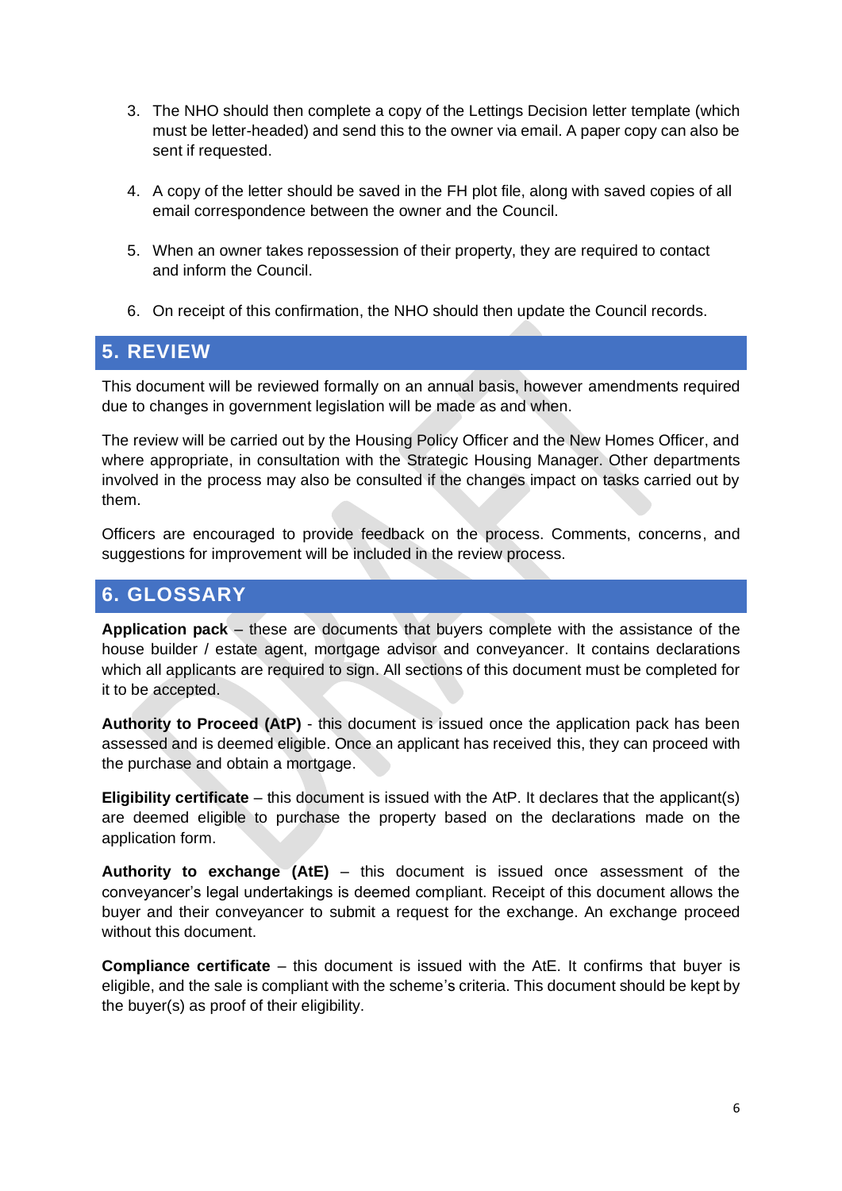3. The NHO should then complete a copy of the Lettings Decision letter template (which must be letter-headed) and send this to the owner via email. A paper copy can also be sent if requested.

4. A copy of the letter should be saved in the FH plot file, along with saved copies of all email correspondence between the owner and the Council.

5. When an owner takes repossession of their property, they are required to contact and inform the Council.

6. On receipt of this confirmation, the NHO should then update the Council records.

## 5. REVIEW

This document will be reviewed formally on an annual basis, however amendments required due to changes in government legislation will be made as and when.

The review will be carried out by the Housing Policy Officer and the New Homes Officer, and where appropriate, in consultation with the Strategic Housing Manager. Other departments involved in the process may also be consulted if the changes impact on tasks carried out by them.

Officers are encouraged to provide feedback on the process. Comments, concerns, and suggestions for improvement will be included in the review process.

## 6. GLOSSARY

**Application pack** – these are documents that buyers complete with the assistance of the house builder / estate agent, mortgage advisor and conveyancer. It contains declarations which all applicants are required to sign. All sections of this document must be completed for it to be accepted.

**Authority to Proceed (AtP)** - this document is issued once the application pack has been assessed and is deemed eligible. Once an applicant has received this, they can proceed with the purchase and obtain a mortgage.

**Eligibility certificate** – this document is issued with the AtP. It declares that the applicant(s) are deemed eligible to purchase the property based on the declarations made on the application form.

**Authority to exchange (AtE)** – this document is issued once assessment of the conveyancer's legal undertakings is deemed compliant. Receipt of this document allows the buyer and their conveyancer to submit a request for the exchange. An exchange proceed without this document.

**Compliance certificate** – this document is issued with the AtE. It confirms that buyer is eligible, and the sale is compliant with the scheme's criteria. This document should be kept by the buyer(s) as proof of their eligibility.